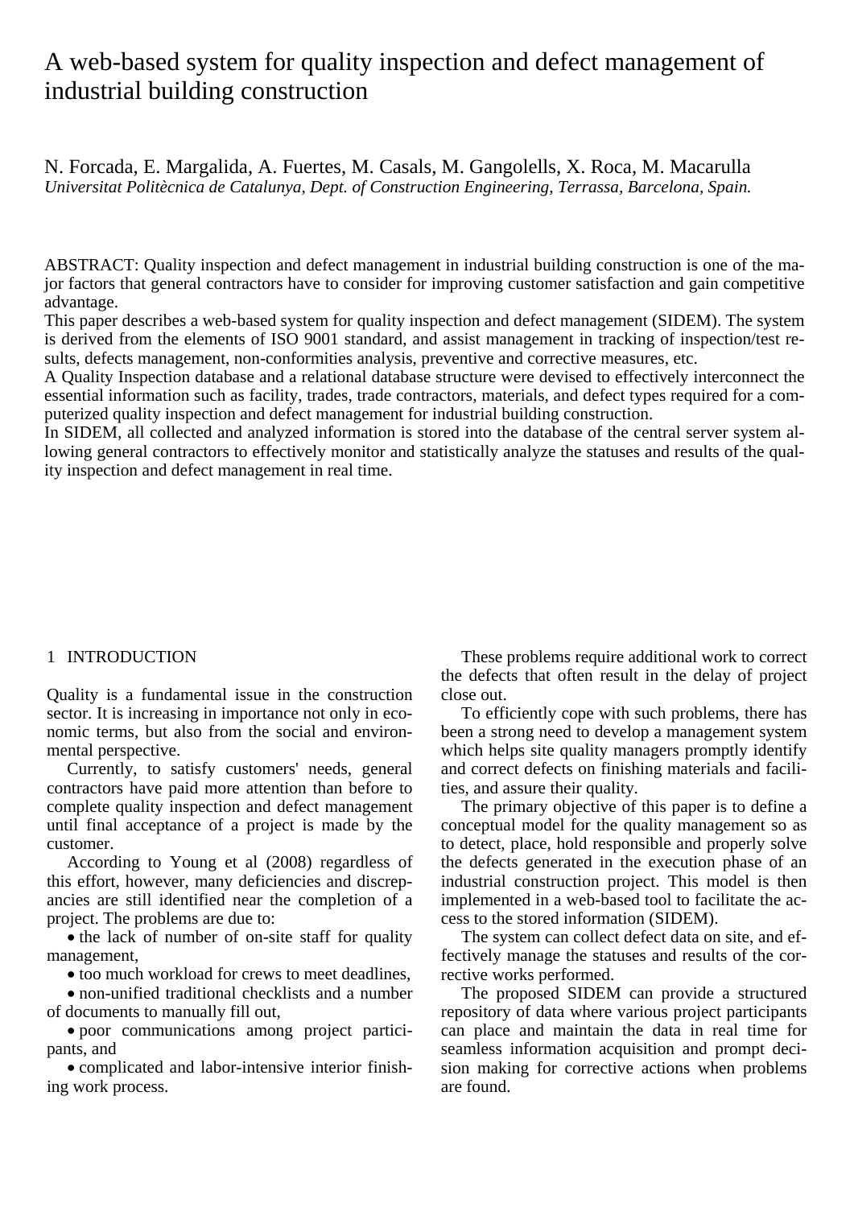# A web-based system for quality inspection and defect management of industrial building construction

N. Forcada, E. Margalida, A. Fuertes, M. Casals, M. Gangolells, X. Roca, M. Macarulla
*Universitat Politècnica de Catalunya, Dept. of Construction Engineering, Terrassa, Barcelona, Spain.*

ABSTRACT: Quality inspection and defect management in industrial building construction is one of the major factors that general contractors have to consider for improving customer satisfaction and gain competitive advantage.

This paper describes a web-based system for quality inspection and defect management (SIDEM). The system is derived from the elements of ISO 9001 standard, and assist management in tracking of inspection/test results, defects management, non-conformities analysis, preventive and corrective measures, etc.

A Quality Inspection database and a relational database structure were devised to effectively interconnect the essential information such as facility, trades, trade contractors, materials, and defect types required for a computerized quality inspection and defect management for industrial building construction.

In SIDEM, all collected and analyzed information is stored into the database of the central server system allowing general contractors to effectively monitor and statistically analyze the statuses and results of the quality inspection and defect management in real time.

## 1 INTRODUCTION

Quality is a fundamental issue in the construction sector. It is increasing in importance not only in economic terms, but also from the social and environmental perspective.

Currently, to satisfy customers' needs, general contractors have paid more attention than before to complete quality inspection and defect management until final acceptance of a project is made by the customer.

According to Young et al (2008) regardless of this effort, however, many deficiencies and discrepancies are still identified near the completion of a project. The problems are due to:

- the lack of number of on-site staff for quality management,
- too much workload for crews to meet deadlines,
- non-unified traditional checklists and a number of documents to manually fill out,
- poor communications among project participants, and
- complicated and labor-intensive interior finishing work process.

These problems require additional work to correct the defects that often result in the delay of project close out.

To efficiently cope with such problems, there has been a strong need to develop a management system which helps site quality managers promptly identify and correct defects on finishing materials and facilities, and assure their quality.

The primary objective of this paper is to define a conceptual model for the quality management so as to detect, place, hold responsible and properly solve the defects generated in the execution phase of an industrial construction project. This model is then implemented in a web-based tool to facilitate the access to the stored information (SIDEM).

The system can collect defect data on site, and effectively manage the statuses and results of the corrective works performed.

The proposed SIDEM can provide a structured repository of data where various project participants can place and maintain the data in real time for seamless information acquisition and prompt decision making for corrective actions when problems are found.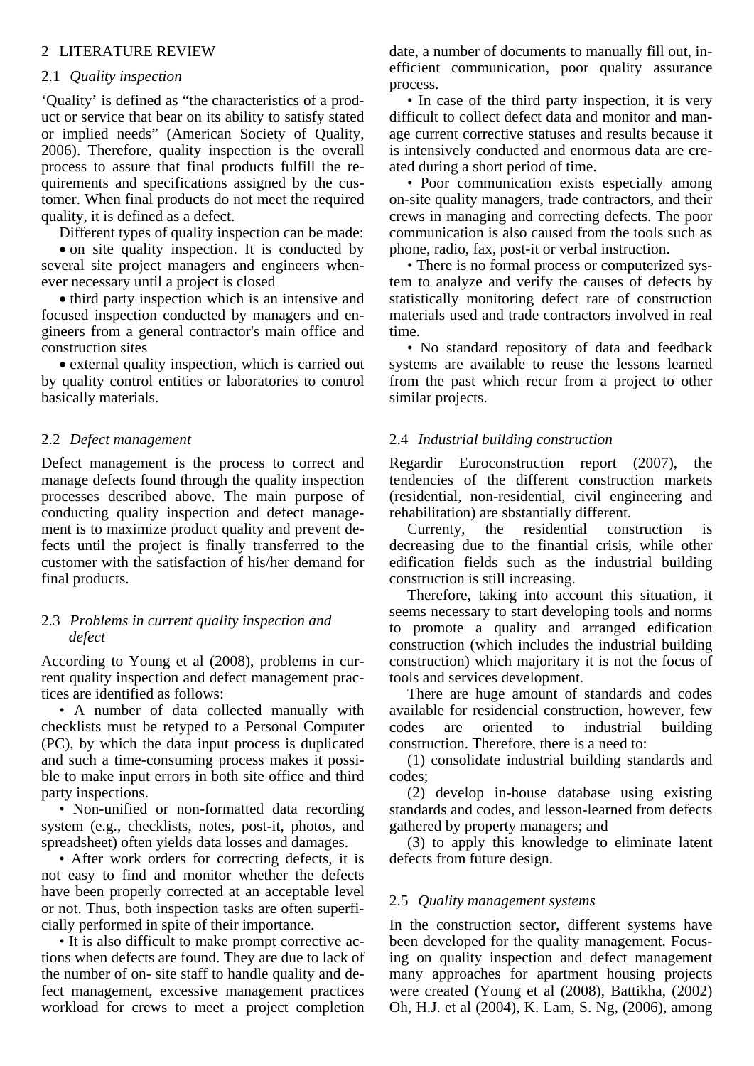## 2 LITERATURE REVIEW

### 2.1 *Quality inspection*

'Quality' is defined as "the characteristics of a product or service that bear on its ability to satisfy stated or implied needs" (American Society of Quality, 2006). Therefore, quality inspection is the overall process to assure that final products fulfill the requirements and specifications assigned by the customer. When final products do not meet the required quality, it is defined as a defect.

Different types of quality inspection can be made:

- on site quality inspection. It is conducted by several site project managers and engineers whenever necessary until a project is closed
- third party inspection which is an intensive and focused inspection conducted by managers and engineers from a general contractor's main office and construction sites
- external quality inspection, which is carried out by quality control entities or laboratories to control basically materials.

### 2.2 *Defect management*

Defect management is the process to correct and manage defects found through the quality inspection processes described above. The main purpose of conducting quality inspection and defect management is to maximize product quality and prevent defects until the project is finally transferred to the customer with the satisfaction of his/her demand for final products.

### 2.3 *Problems in current quality inspection and defect*

According to Young et al (2008), problems in current quality inspection and defect management practices are identified as follows:

- A number of data collected manually with checklists must be retyped to a Personal Computer (PC), by which the data input process is duplicated and such a time-consuming process makes it possible to make input errors in both site office and third party inspections.
- Non-unified or non-formatted data recording system (e.g., checklists, notes, post-it, photos, and spreadsheet) often yields data losses and damages.
- After work orders for correcting defects, it is not easy to find and monitor whether the defects have been properly corrected at an acceptable level or not. Thus, both inspection tasks are often superficially performed in spite of their importance.
- It is also difficult to make prompt corrective actions when defects are found. They are due to lack of the number of on- site staff to handle quality and defect management, excessive management practices workload for crews to meet a project completion date, a number of documents to manually fill out, inefficient communication, poor quality assurance process.
- In case of the third party inspection, it is very difficult to collect defect data and monitor and manage current corrective statuses and results because it is intensively conducted and enormous data are created during a short period of time.
- Poor communication exists especially among on-site quality managers, trade contractors, and their crews in managing and correcting defects. The poor communication is also caused from the tools such as phone, radio, fax, post-it or verbal instruction.
- There is no formal process or computerized system to analyze and verify the causes of defects by statistically monitoring defect rate of construction materials used and trade contractors involved in real time.
- No standard repository of data and feedback systems are available to reuse the lessons learned from the past which recur from a project to other similar projects.

### 2.4 *Industrial building construction*

Regardir Euroconstruction report (2007), the tendencies of the different construction markets (residential, non-residential, civil engineering and rehabilitation) are sbstantially different.

Currenty, the residential construction is decreasing due to the finantial crisis, while other edification fields such as the industrial building construction is still increasing.

Therefore, taking into account this situation, it seems necessary to start developing tools and norms to promote a quality and arranged edification construction (which includes the industrial building construction) which majoritary it is not the focus of tools and services development.

There are huge amount of standards and codes available for residencial construction, however, few codes are oriented to industrial building construction. Therefore, there is a need to:

(1) consolidate industrial building standards and codes;

(2) develop in-house database using existing standards and codes, and lesson-learned from defects gathered by property managers; and

(3) to apply this knowledge to eliminate latent defects from future design.

### 2.5 *Quality management systems*

In the construction sector, different systems have been developed for the quality management. Focusing on quality inspection and defect management many approaches for apartment housing projects were created (Young et al (2008), Battikha, (2002) Oh, H.J. et al (2004), K. Lam, S. Ng, (2006), among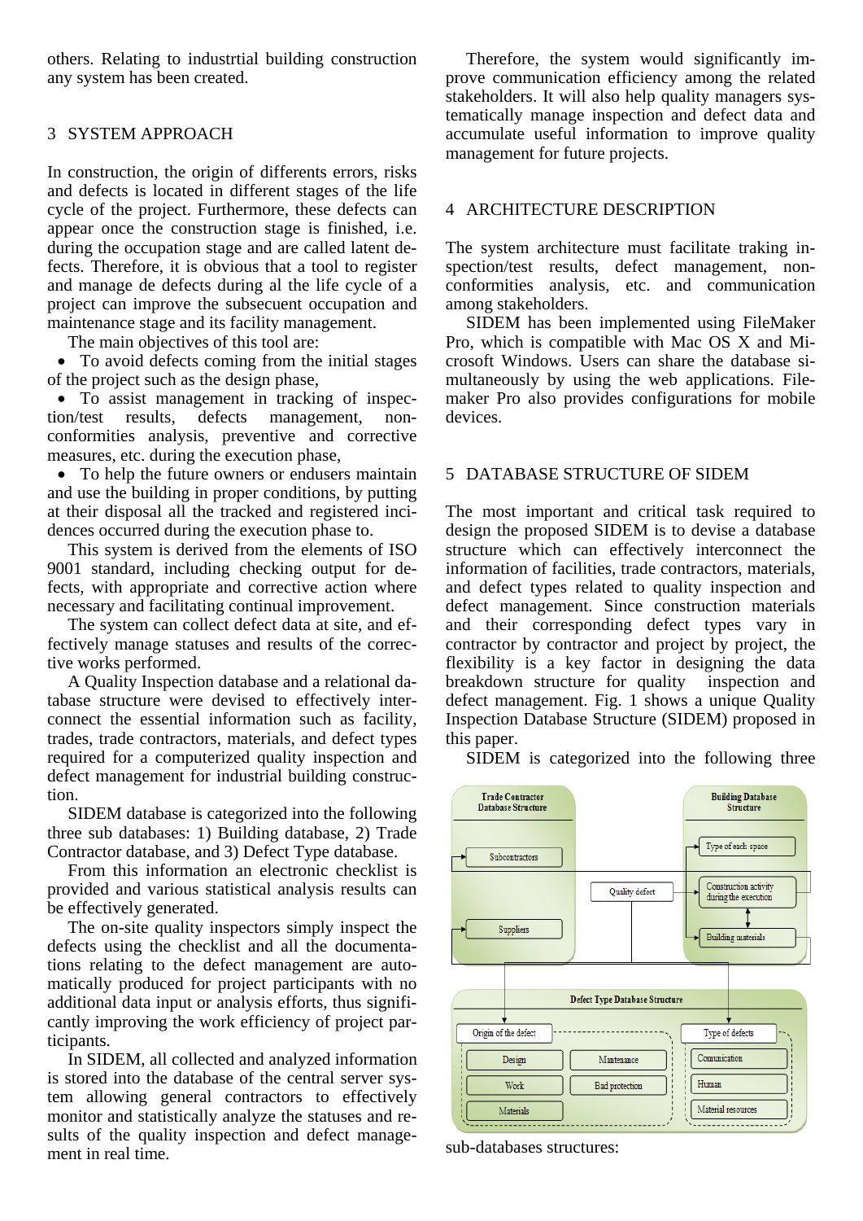others. Relating to industrtial building construction any system has been created.

## 3 SYSTEM APPROACH

In construction, the origin of differents errors, risks and defects is located in different stages of the life cycle of the project. Furthermore, these defects can appear once the construction stage is finished, i.e. during the occupation stage and are called latent defects. Therefore, it is obvious that a tool to register and manage de defects during al the life cycle of a project can improve the subsecuent occupation and maintenance stage and its facility management.

The main objectives of this tool are:

- To avoid defects coming from the initial stages of the project such as the design phase,
- To assist management in tracking of inspection/test results, defects management, nonconformities analysis, preventive and corrective measures, etc. during the execution phase,
- To help the future owners or endusers maintain and use the building in proper conditions, by putting at their disposal all the tracked and registered incidences occurred during the execution phase to.

This system is derived from the elements of ISO 9001 standard, including checking output for defects, with appropriate and corrective action where necessary and facilitating continual improvement.

The system can collect defect data at site, and effectively manage statuses and results of the corrective works performed.

A Quality Inspection database and a relational database structure were devised to effectively interconnect the essential information such as facility, trades, trade contractors, materials, and defect types required for a computerized quality inspection and defect management for industrial building construction.

SIDEM database is categorized into the following three sub databases: 1) Building database, 2) Trade Contractor database, and 3) Defect Type database.

From this information an electronic checklist is provided and various statistical analysis results can be effectively generated.

The on-site quality inspectors simply inspect the defects using the checklist and all the documentations relating to the defect management are automatically produced for project participants with no additional data input or analysis efforts, thus significantly improving the work efficiency of project participants.

In SIDEM, all collected and analyzed information is stored into the database of the central server system allowing general contractors to effectively monitor and statistically analyze the statuses and results of the quality inspection and defect management in real time.

Therefore, the system would significantly improve communication efficiency among the related stakeholders. It will also help quality managers systematically manage inspection and defect data and accumulate useful information to improve quality management for future projects.

## 4 ARCHITECTURE DESCRIPTION

The system architecture must facilitate traking inspection/test results, defect management, nonconformities analysis, etc. and communication among stakeholders.

SIDEM has been implemented using FileMaker Pro, which is compatible with Mac OS X and Microsoft Windows. Users can share the database simultaneously by using the web applications. Filemaker Pro also provides configurations for mobile devices.

## 5 DATABASE STRUCTURE OF SIDEM

The most important and critical task required to design the proposed SIDEM is to devise a database structure which can effectively interconnect the information of facilities, trade contractors, materials, and defect types related to quality inspection and defect management. Since construction materials and their corresponding defect types vary in contractor by contractor and project by project, the flexibility is a key factor in designing the data breakdown structure for quality inspection and defect management. Fig. 1 shows a unique Quality Inspection Database Structure (SIDEM) proposed in this paper.

SIDEM is categorized into the following three sub-databases structures: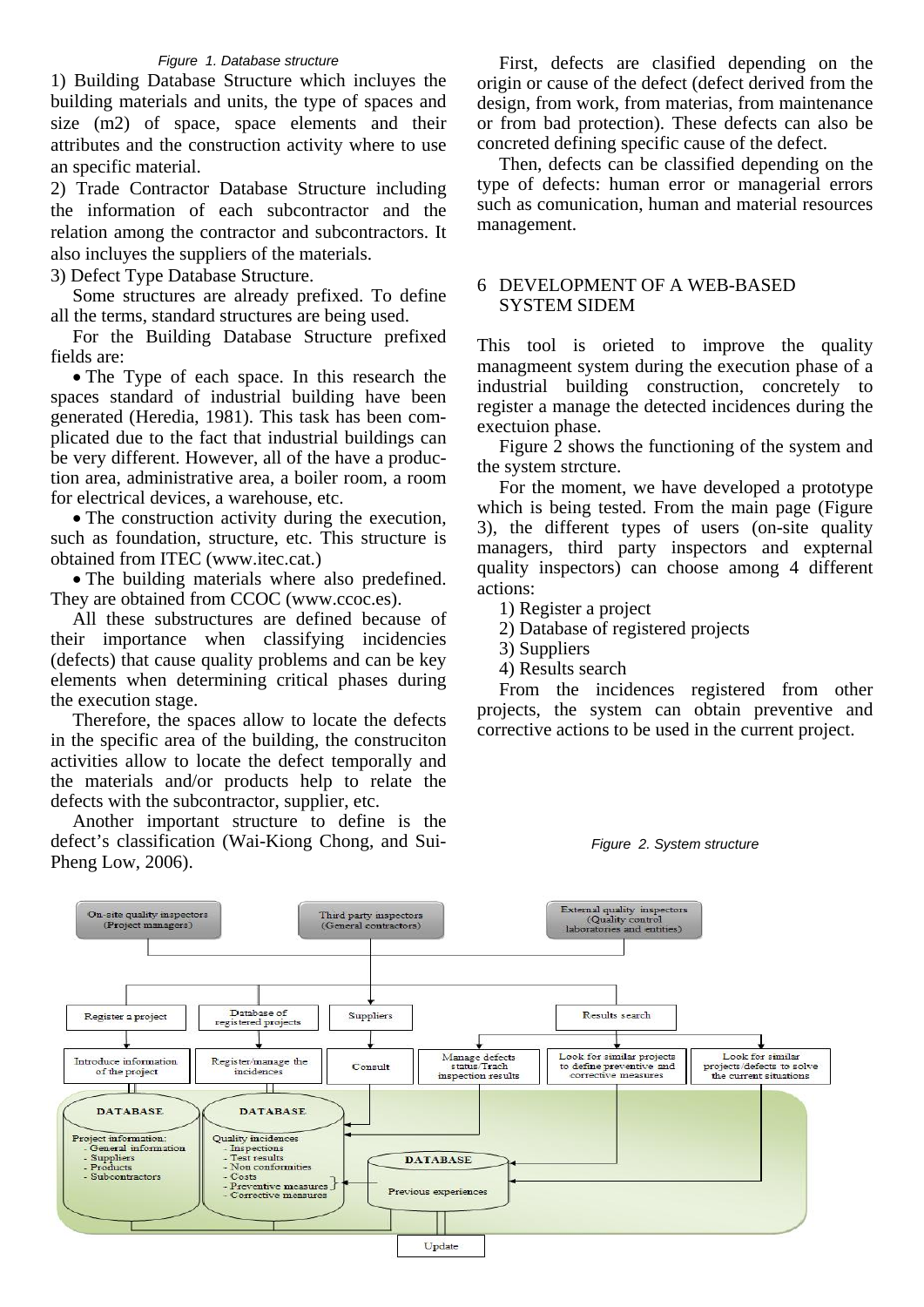*Figure 1. Database structure*

1) Building Database Structure which incluyes the building materials and units, the type of spaces and size (m2) of space, space elements and their attributes and the construction activity where to use an specific material.

2) Trade Contractor Database Structure including the information of each subcontractor and the relation among the contractor and subcontractors. It also incluyes the suppliers of the materials.

3) Defect Type Database Structure.

Some structures are already prefixed. To define all the terms, standard structures are being used.

For the Building Database Structure prefixed fields are:

- The Type of each space. In this research the spaces standard of industrial building have been generated (Heredia, 1981). This task has been complicated due to the fact that industrial buildings can be very different. However, all of the have a production area, administrative area, a boiler room, a room for electrical devices, a warehouse, etc.
- The construction activity during the execution, such as foundation, structure, etc. This structure is obtained from ITEC (www.itec.cat.)
- The building materials where also predefined. They are obtained from CCOC (www.ccoc.es).

All these substructures are defined because of their importance when classifying incidencies (defects) that cause quality problems and can be key elements when determining critical phases during the execution stage.

Therefore, the spaces allow to locate the defects in the specific area of the building, the construciton activities allow to locate the defect temporally and the materials and/or products help to relate the defects with the subcontractor, supplier, etc.

Another important structure to define is the defect's classification (Wai-Kiong Chong, and Sui-Pheng Low, 2006).

First, defects are clasified depending on the origin or cause of the defect (defect derived from the design, from work, from materias, from maintenance or from bad protection). These defects can also be concreted defining specific cause of the defect.

Then, defects can be classified depending on the type of defects: human error or managerial errors such as comunication, human and material resources management.

## 6 DEVELOPMENT OF A WEB-BASED SYSTEM SIDEM

This tool is orieted to improve the quality managmeent system during the execution phase of a industrial building construction, concretely to register a manage the detected incidences during the exectuion phase.

Figure 2 shows the functioning of the system and the system strcture.

For the moment, we have developed a prototype which is being tested. From the main page (Figure 3), the different types of users (on-site quality managers, third party inspectors and expternal quality inspectors) can choose among 4 different actions:

1) Register a project
2) Database of registered projects
3) Suppliers
4) Results search

From the incidences registered from other projects, the system can obtain preventive and corrective actions to be used in the current project.

*Figure 2. System structure*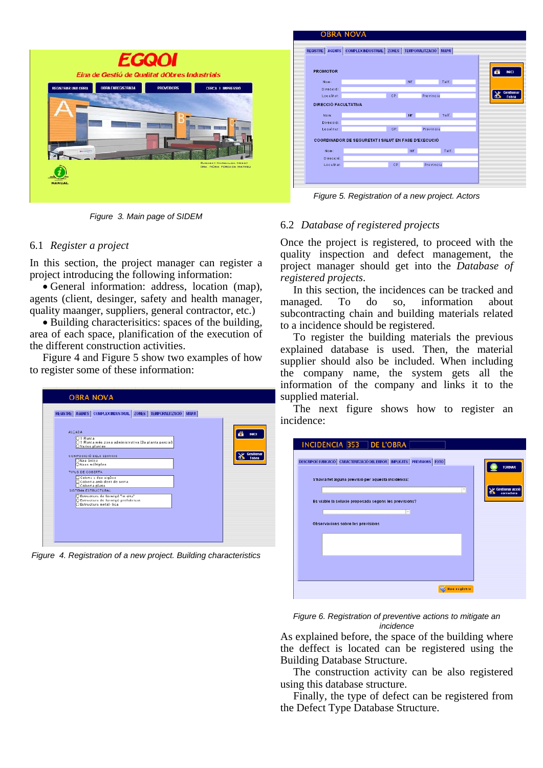Figure 3. Main page of SIDEM

### 6.1 *Register a project*

In this section, the project manager can register a project introducing the following information:

- General information: address, location (map), agents (client, desinger, safety and health manager, quality maanger, suppliers, general contractor, etc.)
- Building characterisitics: spaces of the building, area of each space, planification of the execution of the different construction activities.

Figure 4 and Figure 5 show two examples of how to register some of these information:

Figure 4. Registration of a new project. Building characteristics

Figure 5. Registration of a new project. Actors

### 6.2 *Database of registered projects*

Once the project is registered, to proceed with the quality inspection and defect management, the project manager should get into the *Database of registered projects*.

In this section, the incidences can be tracked and managed. To do so, information about subcontracting chain and building materials related to a incidence should be registered.

To register the building materials the previous explained database is used. Then, the material supplier should also be included. When including the company name, the system gets all the information of the company and links it to the supplied material.

The next figure shows how to register an incidence:

Figure 6. Registration of preventive actions to mitigate an incidence

As explained before, the space of the building where the deffect is located can be registered using the Building Database Structure.

The construction activity can be also registered using this database structure.

Finally, the type of defect can be registered from the Defect Type Database Structure.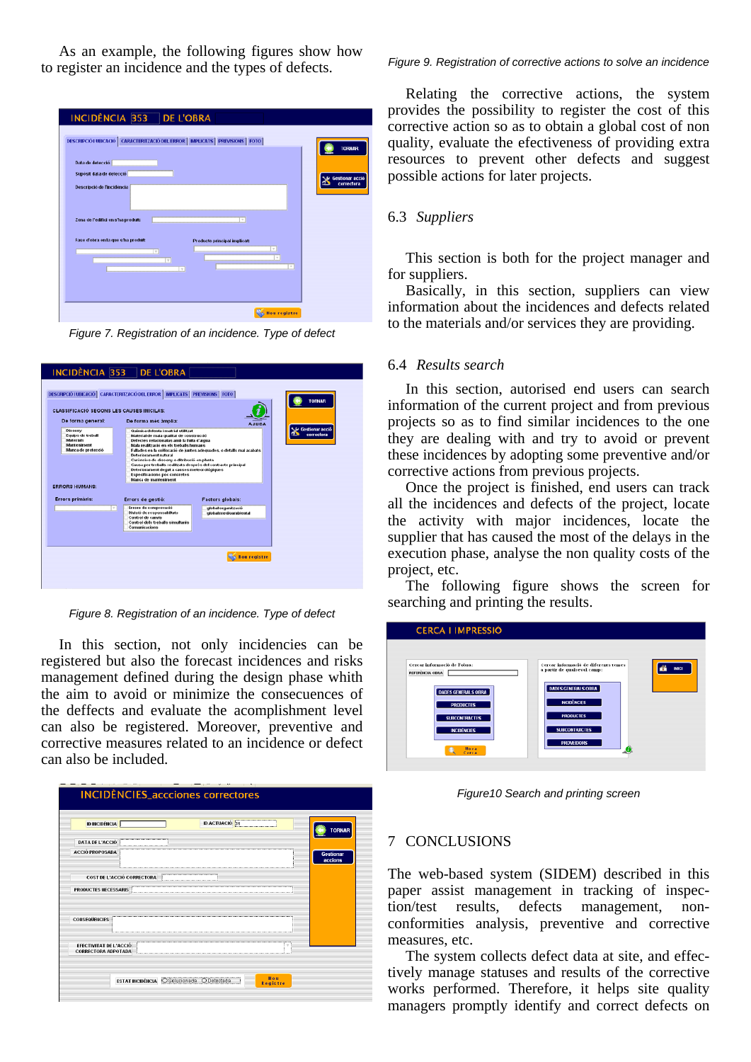As an example, the following figures show how to register an incidence and the types of defects.

Figure 7. Registration of an incidence. Type of defect

Figure 8. Registration of an incidence. Type of defect

In this section, not only incidencies can be registered but also the forecast incidences and risks management defined during the design phase whith the aim to avoid or minimize the consecuences of the deffects and evaluate the acomplishment level can also be registered. Moreover, preventive and corrective measures related to an incidence or defect can also be included.

Figure 9. Registration of corrective actions to solve an incidence

Relating the corrective actions, the system provides the possibility to register the cost of this corrective action so as to obtain a global cost of non quality, evaluate the effectiveness of providing extra resources to prevent other defects and suggest possible actions for later projects.

## 6.3 *Suppliers*

This section is both for the project manager and for suppliers.

Basically, in this section, suppliers can view information about the incidences and defects related to the materials and/or services they are providing.

## 6.4 *Results search*

In this section, autorised end users can search information of the current project and from previous projects so as to find similar incidences to the one they are dealing with and try to avoid or prevent these incidences by adopting some preventive and/or corrective actions from previous projects.

Once the project is finished, end users can track all the incidences and defects of the project, locate the activity with major incidences, locate the supplier that has caused the most of the delays in the execution phase, analyse the non quality costs of the project, etc.

The following figure shows the screen for searching and printing the results.

Figure10 Search and printing screen

# 7 CONCLUSIONS

The web-based system (SIDEM) described in this paper assist management in tracking of inspection/test results, defects management, non-conformities analysis, preventive and corrective measures, etc.

The system collects defect data at site, and effectively manage statuses and results of the corrective works performed. Therefore, it helps site quality managers promptly identify and correct defects on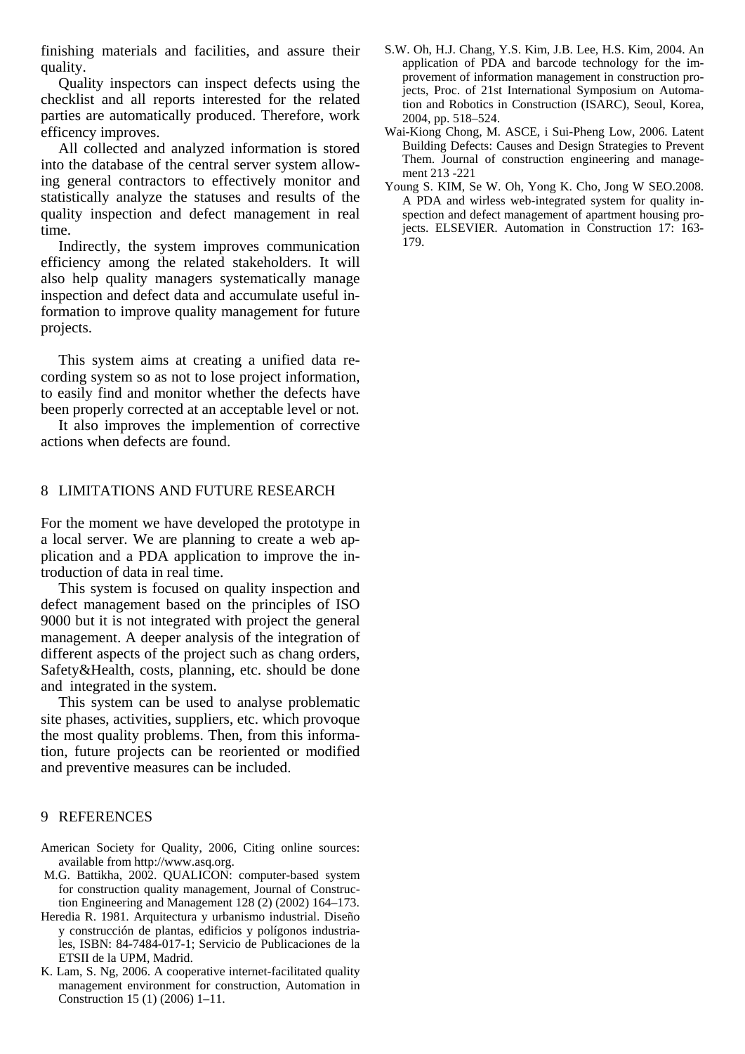finishing materials and facilities, and assure their quality.

Quality inspectors can inspect defects using the checklist and all reports interested for the related parties are automatically produced. Therefore, work efficency improves.

All collected and analyzed information is stored into the database of the central server system allowing general contractors to effectively monitor and statistically analyze the statuses and results of the quality inspection and defect management in real time.

Indirectly, the system improves communication efficiency among the related stakeholders. It will also help quality managers systematically manage inspection and defect data and accumulate useful information to improve quality management for future projects.

This system aims at creating a unified data recording system so as not to lose project information, to easily find and monitor whether the defects have been properly corrected at an acceptable level or not.

It also improves the implemention of corrective actions when defects are found.

## 8 LIMITATIONS AND FUTURE RESEARCH

For the moment we have developed the prototype in a local server. We are planning to create a web application and a PDA application to improve the introduction of data in real time.

This system is focused on quality inspection and defect management based on the principles of ISO 9000 but it is not integrated with project the general management. A deeper analysis of the integration of different aspects of the project such as chang orders, Safety&Health, costs, planning, etc. should be done and integrated in the system.

This system can be used to analyse problematic site phases, activities, suppliers, etc. which provoque the most quality problems. Then, from this information, future projects can be reoriented or modified and preventive measures can be included.

## 9 REFERENCES

American Society for Quality, 2006, Citing online sources: available from http://www.asq.org.

M.G. Battikha, 2002. QUALICON: computer-based system for construction quality management, Journal of Construction Engineering and Management 128 (2) (2002) 164–173.

Heredia R. 1981. Arquitectura y urbanismo industrial. Diseño y construcción de plantas, edificios y polígonos industriales, ISBN: 84-7484-017-1; Servicio de Publicaciones de la ETSII de la UPM, Madrid.

K. Lam, S. Ng, 2006. A cooperative internet-facilitated quality management environment for construction, Automation in Construction 15 (1) (2006) 1–11.

S.W. Oh, H.J. Chang, Y.S. Kim, J.B. Lee, H.S. Kim, 2004. An application of PDA and barcode technology for the improvement of information management in construction projects, Proc. of 21st International Symposium on Automation and Robotics in Construction (ISARC), Seoul, Korea, 2004, pp. 518–524.

Wai-Kiong Chong, M. ASCE, i Sui-Pheng Low, 2006. Latent Building Defects: Causes and Design Strategies to Prevent Them. Journal of construction engineering and management 213 -221

Young S. KIM, Se W. Oh, Yong K. Cho, Jong W SEO.2008. A PDA and wirless web-integrated system for quality inspection and defect management of apartment housing projects. ELSEVIER. Automation in Construction 17: 163-179.